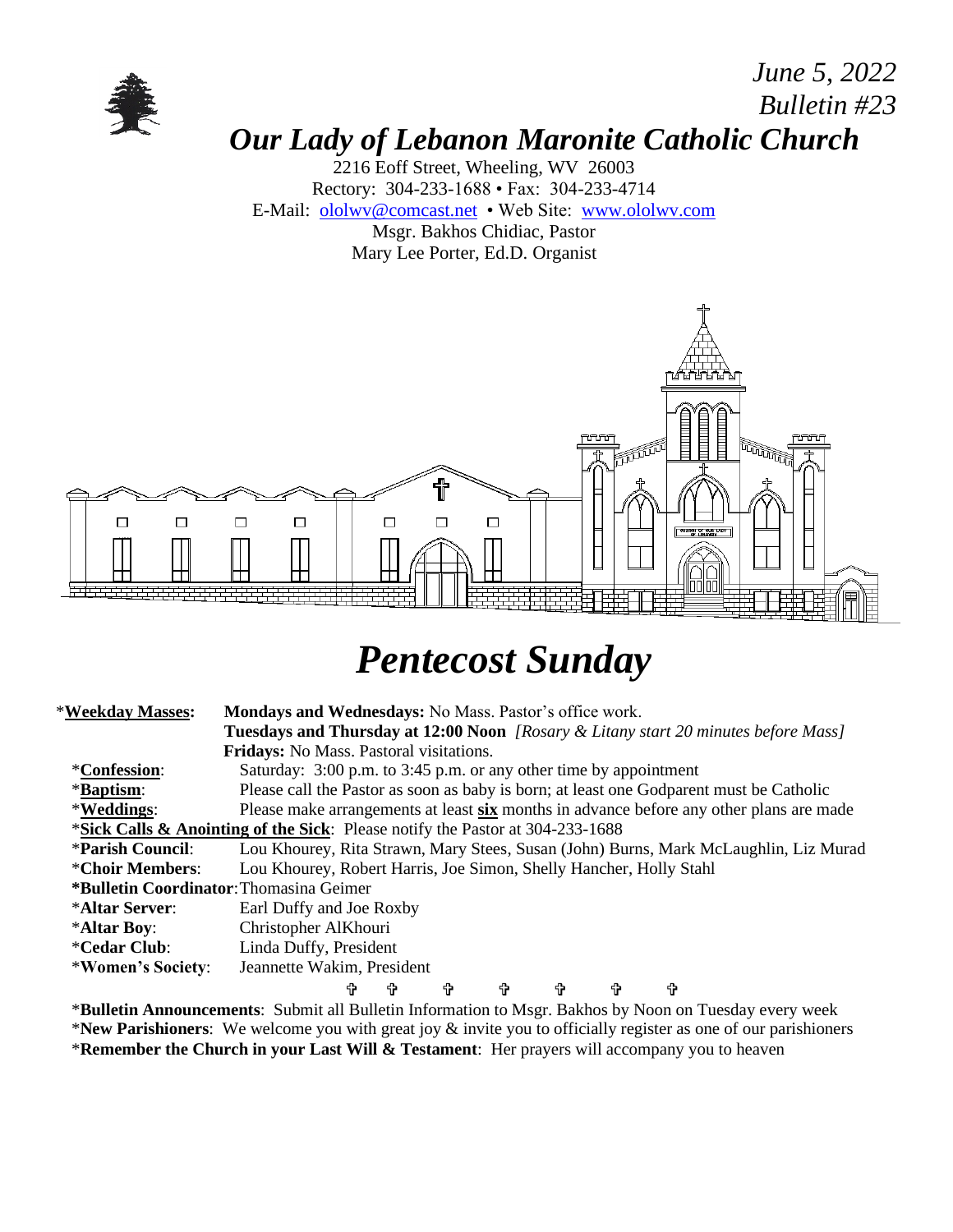*June 5, 2022*
*Bulletin #23*

# *Our Lady of Lebanon Maronite Catholic Church*

2216 Eoff Street, Wheeling, WV 26003
Rectory: 304-233-1688 • Fax: 304-233-4714
E-Mail: ololwv@comcast.net • Web Site: www.ololwv.com
Msgr. Bakhos Chidiac, Pastor
Mary Lee Porter, Ed.D. Organist

# *Pentecost Sunday*

*__Weekday Masses:__ **Mondays and Wednesdays:** No Mass. Pastor's office work.
**Tuesdays and Thursday at 12:00 Noon** *[Rosary & Litany start 20 minutes before Mass]*
**Fridays:** No Mass. Pastoral visitations.

*__Confession__: Saturday: 3:00 p.m. to 3:45 p.m. or any other time by appointment

*__Baptism__: Please call the Pastor as soon as baby is born; at least one Godparent must be Catholic

*__Weddings__: Please make arrangements at least __**six**__ months in advance before any other plans are made

*__Sick Calls & Anointing of the Sick__: Please notify the Pastor at 304-233-1688

***Parish Council**: Lou Khourey, Rita Strawn, Mary Stees, Susan (John) Burns, Mark McLaughlin, Liz Murad

***Choir Members**: Lou Khourey, Robert Harris, Joe Simon, Shelly Hancher, Holly Stahl

***Bulletin Coordinator**: Thomasina Geimer

***Altar Server**: Earl Duffy and Joe Roxby

***Altar Boy**: Christopher AlKhouri

***Cedar Club**: Linda Duffy, President

***Women's Society**: Jeannette Wakim, President

✞ ✞ ✞ ✞ ✞ ✞ ✞

***Bulletin Announcements**: Submit all Bulletin Information to Msgr. Bakhos by Noon on Tuesday every week

***New Parishioners**: We welcome you with great joy & invite you to officially register as one of our parishioners

***Remember the Church in your Last Will & Testament**: Her prayers will accompany you to heaven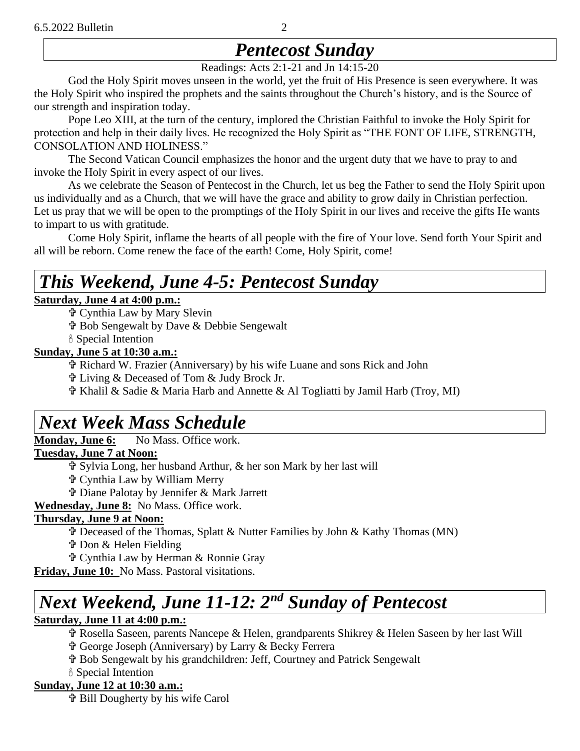# *Pentecost Sunday*

Readings: Acts 2:1-21 and Jn 14:15-20

God the Holy Spirit moves unseen in the world, yet the fruit of His Presence is seen everywhere. It was the Holy Spirit who inspired the prophets and the saints throughout the Church's history, and is the Source of our strength and inspiration today.

Pope Leo XIII, at the turn of the century, implored the Christian Faithful to invoke the Holy Spirit for protection and help in their daily lives. He recognized the Holy Spirit as "THE FONT OF LIFE, STRENGTH, CONSOLATION AND HOLINESS."

The Second Vatican Council emphasizes the honor and the urgent duty that we have to pray to and invoke the Holy Spirit in every aspect of our lives.

As we celebrate the Season of Pentecost in the Church, let us beg the Father to send the Holy Spirit upon us individually and as a Church, that we will have the grace and ability to grow daily in Christian perfection. Let us pray that we will be open to the promptings of the Holy Spirit in our lives and receive the gifts He wants to impart to us with gratitude.

Come Holy Spirit, inflame the hearts of all people with the fire of Your love. Send forth Your Spirit and all will be reborn. Come renew the face of the earth! Come, Holy Spirit, come!

# *This Weekend, June 4-5: Pentecost Sunday*

**Saturday, June 4 at 4:00 p.m.:**

- ✞ Cynthia Law by Mary Slevin
- ✞ Bob Sengewalt by Dave & Debbie Sengewalt
- 🕯 Special Intention

**Sunday, June 5 at 10:30 a.m.:**

- ✞ Richard W. Frazier (Anniversary) by his wife Luane and sons Rick and John
- ✞ Living & Deceased of Tom & Judy Brock Jr.
- ✞ Khalil & Sadie & Maria Harb and Annette & Al Togliatti by Jamil Harb (Troy, MI)

# *Next Week Mass Schedule*

**Monday, June 6:** No Mass. Office work.

**Tuesday, June 7 at Noon:**

- ✞ Sylvia Long, her husband Arthur, & her son Mark by her last will
- ✞ Cynthia Law by William Merry
- ✞ Diane Palotay by Jennifer & Mark Jarrett

**Wednesday, June 8:** No Mass. Office work.

**Thursday, June 9 at Noon:**

- ✞ Deceased of the Thomas, Splatt & Nutter Families by John & Kathy Thomas (MN)
- ✞ Don & Helen Fielding
- ✞ Cynthia Law by Herman & Ronnie Gray

**Friday, June 10:** No Mass. Pastoral visitations.

# *Next Weekend, June 11-12: 2nd Sunday of Pentecost*

**Saturday, June 11 at 4:00 p.m.:**

- ✞ Rosella Saseen, parents Nancepe & Helen, grandparents Shikrey & Helen Saseen by her last Will
- ✞ George Joseph (Anniversary) by Larry & Becky Ferrera
- ✞ Bob Sengewalt by his grandchildren: Jeff, Courtney and Patrick Sengewalt
- 🕯 Special Intention

**Sunday, June 12 at 10:30 a.m.:**

- ✞ Bill Dougherty by his wife Carol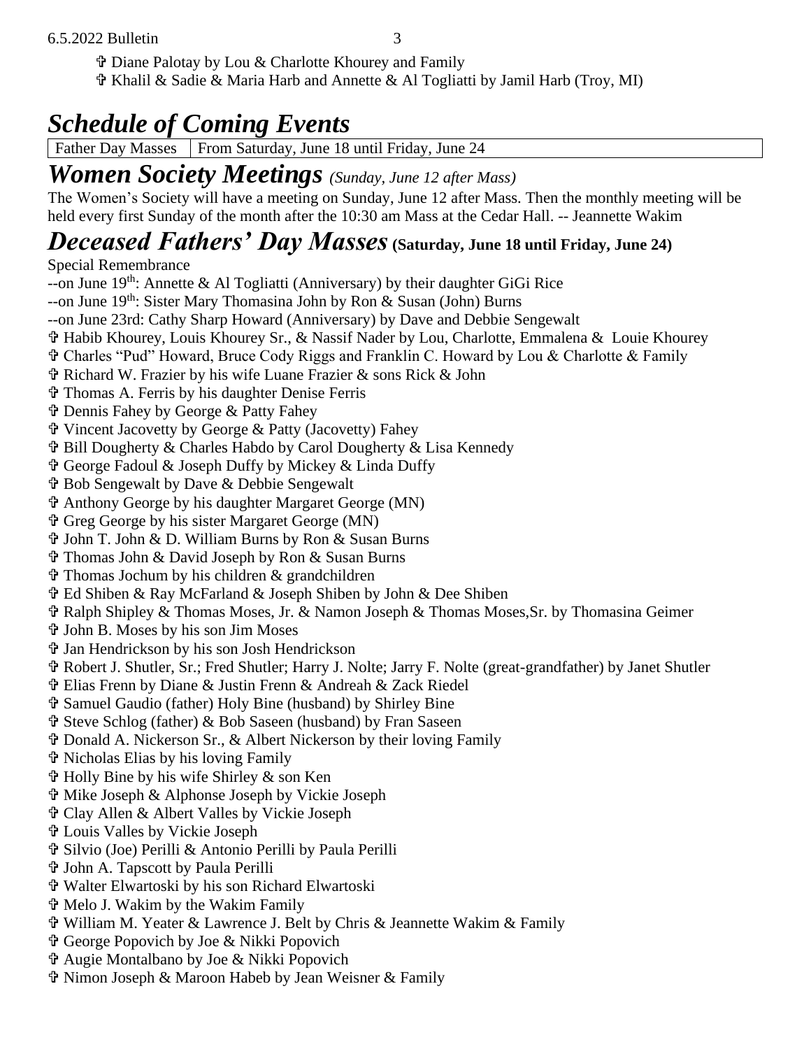✞ Diane Palotay by Lou & Charlotte Khourey and Family
✞ Khalil & Sadie & Maria Harb and Annette & Al Togliatti by Jamil Harb (Troy, MI)

# *Schedule of Coming Events*

| Father Day Masses | From Saturday, June 18 until Friday, June 24 |
|---|---|

# *Women Society Meetings* *(Sunday, June 12 after Mass)*

The Women's Society will have a meeting on Sunday, June 12 after Mass. Then the monthly meeting will be held every first Sunday of the month after the 10:30 am Mass at the Cedar Hall. -- Jeannette Wakim

# *Deceased Fathers' Day Masses* **(Saturday, June 18 until Friday, June 24)**

Special Remembrance
--on June 19th: Annette & Al Togliatti (Anniversary) by their daughter GiGi Rice
--on June 19th: Sister Mary Thomasina John by Ron & Susan (John) Burns
--on June 23rd: Cathy Sharp Howard (Anniversary) by Dave and Debbie Sengewalt
✞ Habib Khourey, Louis Khourey Sr., & Nassif Nader by Lou, Charlotte, Emmalena & Louie Khourey
✞ Charles "Pud" Howard, Bruce Cody Riggs and Franklin C. Howard by Lou & Charlotte & Family
✞ Richard W. Frazier by his wife Luane Frazier & sons Rick & John
✞ Thomas A. Ferris by his daughter Denise Ferris
✞ Dennis Fahey by George & Patty Fahey
✞ Vincent Jacovetty by George & Patty (Jacovetty) Fahey
✞ Bill Dougherty & Charles Habdo by Carol Dougherty & Lisa Kennedy
✞ George Fadoul & Joseph Duffy by Mickey & Linda Duffy
✞ Bob Sengewalt by Dave & Debbie Sengewalt
✞ Anthony George by his daughter Margaret George (MN)
✞ Greg George by his sister Margaret George (MN)
✞ John T. John & D. William Burns by Ron & Susan Burns
✞ Thomas John & David Joseph by Ron & Susan Burns
✞ Thomas Jochum by his children & grandchildren
✞ Ed Shiben & Ray McFarland & Joseph Shiben by John & Dee Shiben
✞ Ralph Shipley & Thomas Moses, Jr. & Namon Joseph & Thomas Moses,Sr. by Thomasina Geimer
✞ John B. Moses by his son Jim Moses
✞ Jan Hendrickson by his son Josh Hendrickson
✞ Robert J. Shutler, Sr.; Fred Shutler; Harry J. Nolte; Jarry F. Nolte (great-grandfather) by Janet Shutler
✞ Elias Frenn by Diane & Justin Frenn & Andreah & Zack Riedel
✞ Samuel Gaudio (father) Holy Bine (husband) by Shirley Bine
✞ Steve Schlog (father) & Bob Saseen (husband) by Fran Saseen
✞ Donald A. Nickerson Sr., & Albert Nickerson by their loving Family
✞ Nicholas Elias by his loving Family
✞ Holly Bine by his wife Shirley & son Ken
✞ Mike Joseph & Alphonse Joseph by Vickie Joseph
✞ Clay Allen & Albert Valles by Vickie Joseph
✞ Louis Valles by Vickie Joseph
✞ Silvio (Joe) Perilli & Antonio Perilli by Paula Perilli
✞ John A. Tapscott by Paula Perilli
✞ Walter Elwartoski by his son Richard Elwartoski
✞ Melo J. Wakim by the Wakim Family
✞ William M. Yeater & Lawrence J. Belt by Chris & Jeannette Wakim & Family
✞ George Popovich by Joe & Nikki Popovich
✞ Augie Montalbano by Joe & Nikki Popovich
✞ Nimon Joseph & Maroon Habeb by Jean Weisner & Family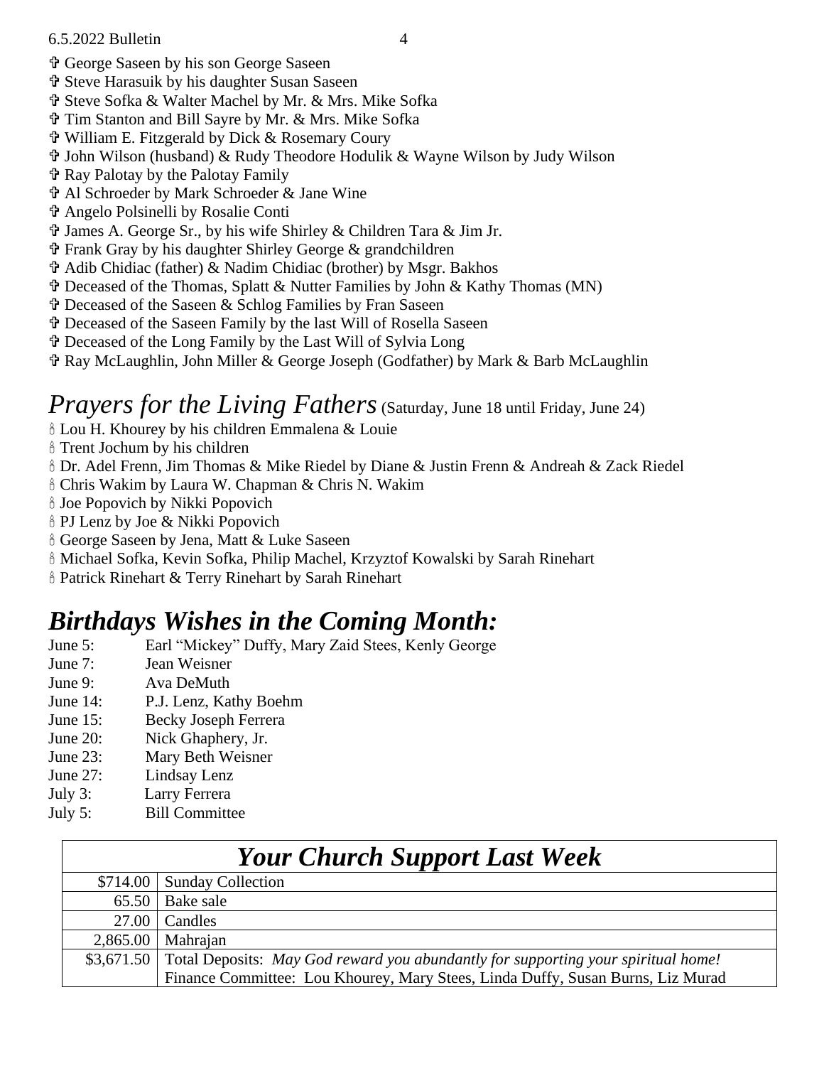✞ George Saseen by his son George Saseen
✞ Steve Harasuik by his daughter Susan Saseen
✞ Steve Sofka & Walter Machel by Mr. & Mrs. Mike Sofka
✞ Tim Stanton and Bill Sayre by Mr. & Mrs. Mike Sofka
✞ William E. Fitzgerald by Dick & Rosemary Coury
✞ John Wilson (husband) & Rudy Theodore Hodulik & Wayne Wilson by Judy Wilson
✞ Ray Palotay by the Palotay Family
✞ Al Schroeder by Mark Schroeder & Jane Wine
✞ Angelo Polsinelli by Rosalie Conti
✞ James A. George Sr., by his wife Shirley & Children Tara & Jim Jr.
✞ Frank Gray by his daughter Shirley George & grandchildren
✞ Adib Chidiac (father) & Nadim Chidiac (brother) by Msgr. Bakhos
✞ Deceased of the Thomas, Splatt & Nutter Families by John & Kathy Thomas (MN)
✞ Deceased of the Saseen & Schlog Families by Fran Saseen
✞ Deceased of the Saseen Family by the last Will of Rosella Saseen
✞ Deceased of the Long Family by the Last Will of Sylvia Long
✞ Ray McLaughlin, John Miller & George Joseph (Godfather) by Mark & Barb McLaughlin

## *Prayers for the Living Fathers* (Saturday, June 18 until Friday, June 24)

🕯 Lou H. Khourey by his children Emmalena & Louie
🕯 Trent Jochum by his children
🕯 Dr. Adel Frenn, Jim Thomas & Mike Riedel by Diane & Justin Frenn & Andreah & Zack Riedel
🕯 Chris Wakim by Laura W. Chapman & Chris N. Wakim
🕯 Joe Popovich by Nikki Popovich
🕯 PJ Lenz by Joe & Nikki Popovich
🕯 George Saseen by Jena, Matt & Luke Saseen
🕯 Michael Sofka, Kevin Sofka, Philip Machel, Krzyztof Kowalski by Sarah Rinehart
🕯 Patrick Rinehart & Terry Rinehart by Sarah Rinehart

## ***Birthdays Wishes in the Coming Month:***

June 5: Earl "Mickey" Duffy, Mary Zaid Stees, Kenly George
June 7: Jean Weisner
June 9: Ava DeMuth
June 14: P.J. Lenz, Kathy Boehm
June 15: Becky Joseph Ferrera
June 20: Nick Ghaphery, Jr.
June 23: Mary Beth Weisner
June 27: Lindsay Lenz
July 3: Larry Ferrera
July 5: Bill Committee

| ***Your Church Support Last Week*** | |
|---|---|
| $714.00 | Sunday Collection |
| 65.50 | Bake sale |
| 27.00 | Candles |
| 2,865.00 | Mahrajan |
| $3,671.50 | Total Deposits: *May God reward you abundantly for supporting your spiritual home!* Finance Committee: Lou Khourey, Mary Stees, Linda Duffy, Susan Burns, Liz Murad |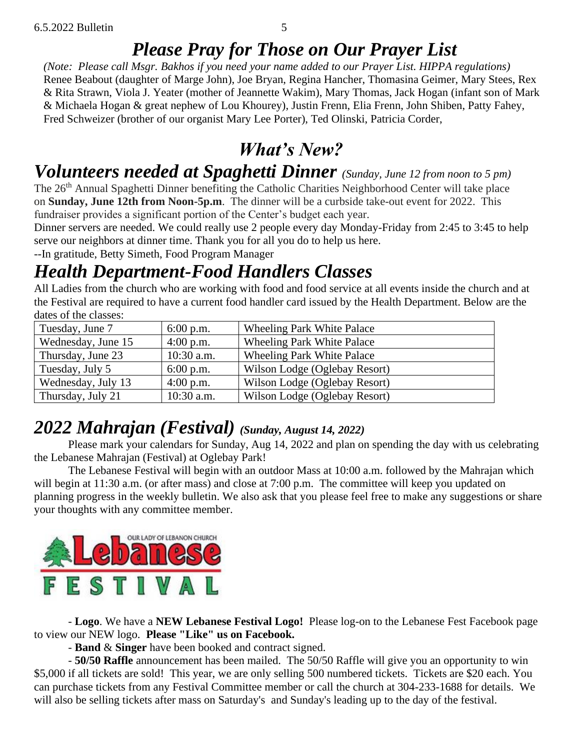# *Please Pray for Those on Our Prayer List*

*(Note: Please call Msgr. Bakhos if you need your name added to our Prayer List. HIPPA regulations)* Renee Beabout (daughter of Marge John), Joe Bryan, Regina Hancher, Thomasina Geimer, Mary Stees, Rex & Rita Strawn, Viola J. Yeater (mother of Jeannette Wakim), Mary Thomas, Jack Hogan (infant son of Mark & Michaela Hogan & great nephew of Lou Khourey), Justin Frenn, Elia Frenn, John Shiben, Patty Fahey, Fred Schweizer (brother of our organist Mary Lee Porter), Ted Olinski, Patricia Corder,

# *What's New?*

## *Volunteers needed at Spaghetti Dinner* *(Sunday, June 12 from noon to 5 pm)*

The 26th Annual Spaghetti Dinner benefiting the Catholic Charities Neighborhood Center will take place on **Sunday, June 12th from Noon-5p.m**. The dinner will be a curbside take-out event for 2022. This fundraiser provides a significant portion of the Center's budget each year.

Dinner servers are needed. We could really use 2 people every day Monday-Friday from 2:45 to 3:45 to help serve our neighbors at dinner time. Thank you for all you do to help us here.

--In gratitude, Betty Simeth, Food Program Manager

## *Health Department-Food Handlers Classes*

All Ladies from the church who are working with food and food service at all events inside the church and at the Festival are required to have a current food handler card issued by the Health Department. Below are the dates of the classes:

| | | |
|---|---|---|
| Tuesday, June 7 | 6:00 p.m. | Wheeling Park White Palace |
| Wednesday, June 15 | 4:00 p.m. | Wheeling Park White Palace |
| Thursday, June 23 | 10:30 a.m. | Wheeling Park White Palace |
| Tuesday, July 5 | 6:00 p.m. | Wilson Lodge (Oglebay Resort) |
| Wednesday, July 13 | 4:00 p.m. | Wilson Lodge (Oglebay Resort) |
| Thursday, July 21 | 10:30 a.m. | Wilson Lodge (Oglebay Resort) |

## *2022 Mahrajan (Festival)* ***(Sunday, August 14, 2022)***

Please mark your calendars for Sunday, Aug 14, 2022 and plan on spending the day with us celebrating the Lebanese Mahrajan (Festival) at Oglebay Park!

The Lebanese Festival will begin with an outdoor Mass at 10:00 a.m. followed by the Mahrajan which will begin at 11:30 a.m. (or after mass) and close at 7:00 p.m. The committee will keep you updated on planning progress in the weekly bulletin. We also ask that you please feel free to make any suggestions or share your thoughts with any committee member.

OUR LADY OF LEBANON CHURCH
Lebanese
FESTIVAL

- **Logo**. We have a **NEW Lebanese Festival Logo!** Please log-on to the Lebanese Fest Facebook page to view our NEW logo. **Please "Like" us on Facebook.**

- **Band** & **Singer** have been booked and contract signed.

- **50/50 Raffle** announcement has been mailed. The 50/50 Raffle will give you an opportunity to win $5,000 if all tickets are sold! This year, we are only selling 500 numbered tickets. Tickets are $20 each. You can purchase tickets from any Festival Committee member or call the church at 304-233-1688 for details. We will also be selling tickets after mass on Saturday's and Sunday's leading up to the day of the festival.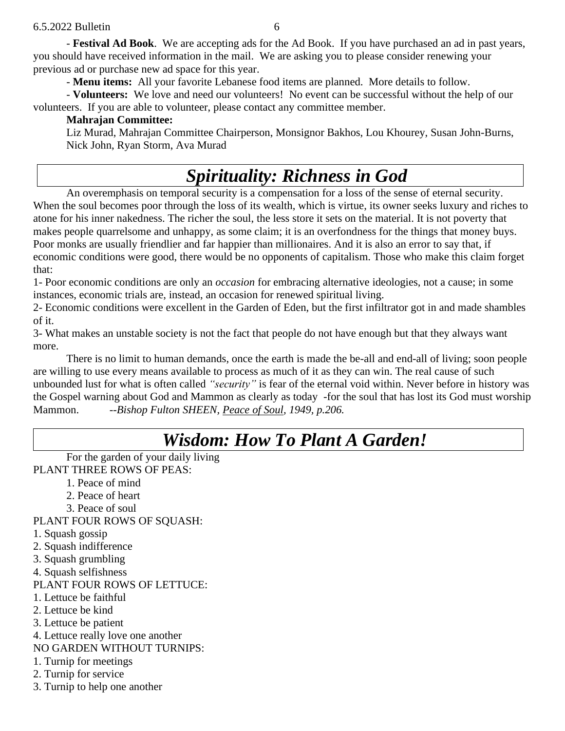- **Festival Ad Book**. We are accepting ads for the Ad Book. If you have purchased an ad in past years, you should have received information in the mail. We are asking you to please consider renewing your previous ad or purchase new ad space for this year.

- **Menu items:** All your favorite Lebanese food items are planned. More details to follow.

- **Volunteers:** We love and need our volunteers! No event can be successful without the help of our volunteers. If you are able to volunteer, please contact any committee member.

**Mahrajan Committee:**

Liz Murad, Mahrajan Committee Chairperson, Monsignor Bakhos, Lou Khourey, Susan John-Burns, Nick John, Ryan Storm, Ava Murad

# *Spirituality: Richness in God*

An overemphasis on temporal security is a compensation for a loss of the sense of eternal security. When the soul becomes poor through the loss of its wealth, which is virtue, its owner seeks luxury and riches to atone for his inner nakedness. The richer the soul, the less store it sets on the material. It is not poverty that makes people quarrelsome and unhappy, as some claim; it is an overfondness for the things that money buys. Poor monks are usually friendlier and far happier than millionaires. And it is also an error to say that, if economic conditions were good, there would be no opponents of capitalism. Those who make this claim forget that:

1- Poor economic conditions are only an *occasion* for embracing alternative ideologies, not a cause; in some instances, economic trials are, instead, an occasion for renewed spiritual living.

2- Economic conditions were excellent in the Garden of Eden, but the first infiltrator got in and made shambles of it.

3- What makes an unstable society is not the fact that people do not have enough but that they always want more.

There is no limit to human demands, once the earth is made the be-all and end-all of living; soon people are willing to use every means available to process as much of it as they can win. The real cause of such unbounded lust for what is often called *"security"* is fear of the eternal void within. Never before in history was the Gospel warning about God and Mammon as clearly as today -for the soul that has lost its God must worship Mammon. *--Bishop Fulton SHEEN, Peace of Soul, 1949, p.206.*

# *Wisdom: How To Plant A Garden!*

For the garden of your daily living

PLANT THREE ROWS OF PEAS:

1. Peace of mind
2. Peace of heart
3. Peace of soul

PLANT FOUR ROWS OF SQUASH:

1. Squash gossip
2. Squash indifference
3. Squash grumbling
4. Squash selfishness

PLANT FOUR ROWS OF LETTUCE:

1. Lettuce be faithful
2. Lettuce be kind
3. Lettuce be patient
4. Lettuce really love one another

NO GARDEN WITHOUT TURNIPS:

1. Turnip for meetings
2. Turnip for service
3. Turnip to help one another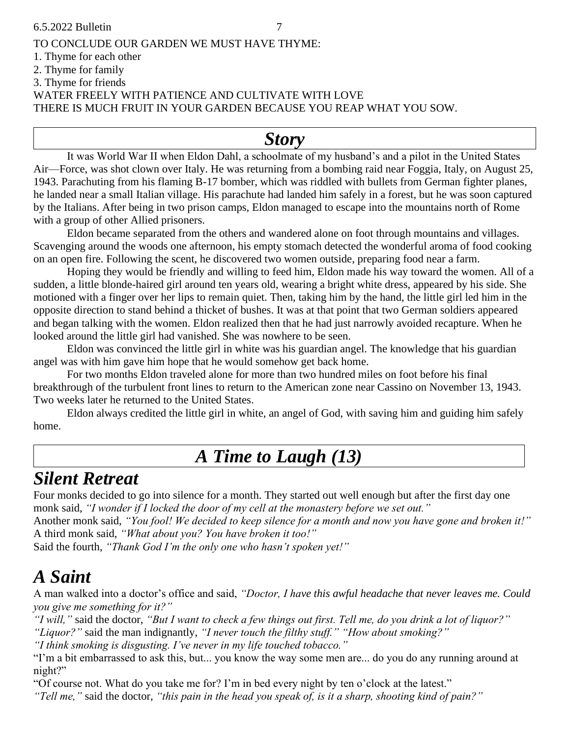TO CONCLUDE OUR GARDEN WE MUST HAVE THYME:

1. Thyme for each other
2. Thyme for family
3. Thyme for friends

WATER FREELY WITH PATIENCE AND CULTIVATE WITH LOVE
THERE IS MUCH FRUIT IN YOUR GARDEN BECAUSE YOU REAP WHAT YOU SOW.

## *Story*

It was World War II when Eldon Dahl, a schoolmate of my husband's and a pilot in the United States Air—Force, was shot clown over Italy. He was returning from a bombing raid near Foggia, Italy, on August 25, 1943. Parachuting from his flaming B-17 bomber, which was riddled with bullets from German fighter planes, he landed near a small Italian village. His parachute had landed him safely in a forest, but he was soon captured by the Italians. After being in two prison camps, Eldon managed to escape into the mountains north of Rome with a group of other Allied prisoners.

Eldon became separated from the others and wandered alone on foot through mountains and villages. Scavenging around the woods one afternoon, his empty stomach detected the wonderful aroma of food cooking on an open fire. Following the scent, he discovered two women outside, preparing food near a farm.

Hoping they would be friendly and willing to feed him, Eldon made his way toward the women. All of a sudden, a little blonde-haired girl around ten years old, wearing a bright white dress, appeared by his side. She motioned with a finger over her lips to remain quiet. Then, taking him by the hand, the little girl led him in the opposite direction to stand behind a thicket of bushes. It was at that point that two German soldiers appeared and began talking with the women. Eldon realized then that he had just narrowly avoided recapture. When he looked around the little girl had vanished. She was nowhere to be seen.

Eldon was convinced the little girl in white was his guardian angel. The knowledge that his guardian angel was with him gave him hope that he would somehow get back home.

For two months Eldon traveled alone for more than two hundred miles on foot before his final breakthrough of the turbulent front lines to return to the American zone near Cassino on November 13, 1943. Two weeks later he returned to the United States.

Eldon always credited the little girl in white, an angel of God, with saving him and guiding him safely home.

## *A Time to Laugh (13)*

### *Silent Retreat*

Four monks decided to go into silence for a month. They started out well enough but after the first day one monk said, *"I wonder if I locked the door of my cell at the monastery before we set out."*
Another monk said, *"You fool! We decided to keep silence for a month and now you have gone and broken it!"*
A third monk said, *"What about you? You have broken it too!"*
Said the fourth, *"Thank God I'm the only one who hasn't spoken yet!"*

### *A Saint*

A man walked into a doctor's office and said, *"Doctor, I have this awful headache that never leaves me. Could you give me something for it?"*
*"I will,"* said the doctor, *"But I want to check a few things out first. Tell me, do you drink a lot of liquor?"*
*"Liquor?"* said the man indignantly, *"I never touch the filthy stuff." "How about smoking?"*
*"I think smoking is disgusting. I've never in my life touched tobacco."*
"I'm a bit embarrassed to ask this, but... you know the way some men are... do you do any running around at night?"
"Of course not. What do you take me for? I'm in bed every night by ten o'clock at the latest."
*"Tell me,"* said the doctor, *"this pain in the head you speak of, is it a sharp, shooting kind of pain?"*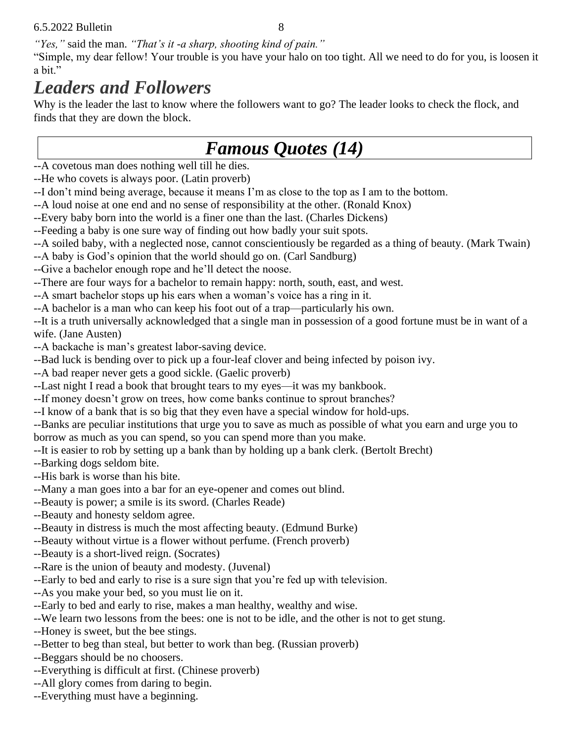*"Yes,"* said the man. *"That's it -a sharp, shooting kind of pain."*

"Simple, my dear fellow! Your trouble is you have your halo on too tight. All we need to do for you, is loosen it a bit."

## *Leaders and Followers*

Why is the leader the last to know where the followers want to go? The leader looks to check the flock, and finds that they are down the block.

## *Famous Quotes (14)*

--A covetous man does nothing well till he dies.
--He who covets is always poor. (Latin proverb)
--I don't mind being average, because it means I'm as close to the top as I am to the bottom.
--A loud noise at one end and no sense of responsibility at the other. (Ronald Knox)
--Every baby born into the world is a finer one than the last. (Charles Dickens)
--Feeding a baby is one sure way of finding out how badly your suit spots.
--A soiled baby, with a neglected nose, cannot conscientiously be regarded as a thing of beauty. (Mark Twain)
--A baby is God's opinion that the world should go on. (Carl Sandburg)
--Give a bachelor enough rope and he'll detect the noose.
--There are four ways for a bachelor to remain happy: north, south, east, and west.
--A smart bachelor stops up his ears when a woman's voice has a ring in it.
--A bachelor is a man who can keep his foot out of a trap—particularly his own.
--It is a truth universally acknowledged that a single man in possession of a good fortune must be in want of a wife. (Jane Austen)
--A backache is man's greatest labor-saving device.
--Bad luck is bending over to pick up a four-leaf clover and being infected by poison ivy.
--A bad reaper never gets a good sickle. (Gaelic proverb)
--Last night I read a book that brought tears to my eyes—it was my bankbook.
--If money doesn't grow on trees, how come banks continue to sprout branches?
--I know of a bank that is so big that they even have a special window for hold-ups.
--Banks are peculiar institutions that urge you to save as much as possible of what you earn and urge you to borrow as much as you can spend, so you can spend more than you make.
--It is easier to rob by setting up a bank than by holding up a bank clerk. (Bertolt Brecht)
--Barking dogs seldom bite.
--His bark is worse than his bite.
--Many a man goes into a bar for an eye-opener and comes out blind.
--Beauty is power; a smile is its sword. (Charles Reade)
--Beauty and honesty seldom agree.
--Beauty in distress is much the most affecting beauty. (Edmund Burke)
--Beauty without virtue is a flower without perfume. (French proverb)
--Beauty is a short-lived reign. (Socrates)
--Rare is the union of beauty and modesty. (Juvenal)
--Early to bed and early to rise is a sure sign that you're fed up with television.
--As you make your bed, so you must lie on it.
--Early to bed and early to rise, makes a man healthy, wealthy and wise.
--We learn two lessons from the bees: one is not to be idle, and the other is not to get stung.
--Honey is sweet, but the bee stings.
--Better to beg than steal, but better to work than beg. (Russian proverb)
--Beggars should be no choosers.
--Everything is difficult at first. (Chinese proverb)
--All glory comes from daring to begin.
--Everything must have a beginning.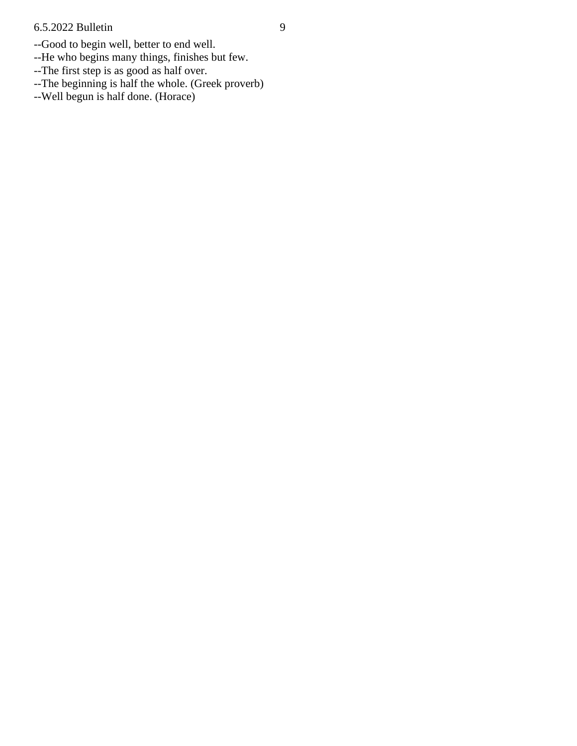--Good to begin well, better to end well.
--He who begins many things, finishes but few.
--The first step is as good as half over.
--The beginning is half the whole. (Greek proverb)
--Well begun is half done. (Horace)